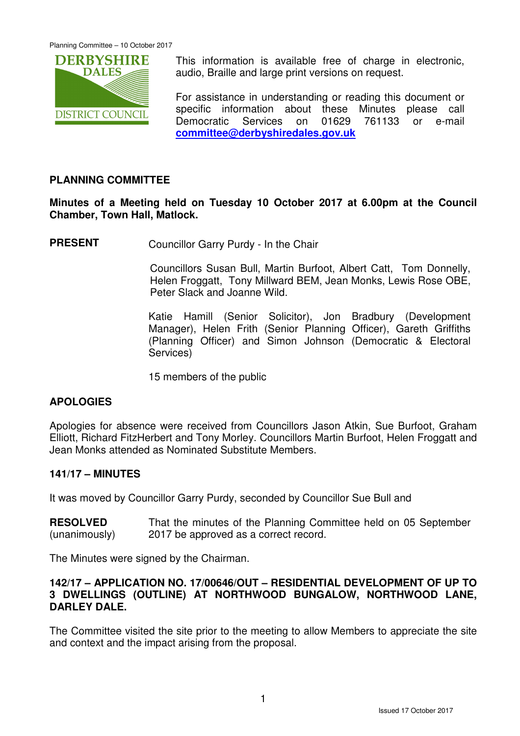This information is available free of charge in electronic, audio, Braille and large print versions on request.

For assistance in understanding or reading this document or specific information about these Minutes please call Democratic Services on 01629 761133 or e-mail **committee@derbyshiredales.gov.uk**

## PLANNING COMMITTEE

**Minutes of a Meeting held on Tuesday 10 October 2017 at 6.00pm at the Council Chamber, Town Hall, Matlock.**

**PRESENT** Councillor Garry Purdy - In the Chair

Councillors Susan Bull, Martin Burfoot, Albert Catt, Tom Donnelly, Helen Froggatt, Tony Millward BEM, Jean Monks, Lewis Rose OBE, Peter Slack and Joanne Wild.

Katie Hamill (Senior Solicitor), Jon Bradbury (Development Manager), Helen Frith (Senior Planning Officer), Gareth Griffiths (Planning Officer) and Simon Johnson (Democratic & Electoral Services)

15 members of the public

## APOLOGIES

Apologies for absence were received from Councillors Jason Atkin, Sue Burfoot, Graham Elliott, Richard FitzHerbert and Tony Morley. Councillors Martin Burfoot, Helen Froggatt and Jean Monks attended as Nominated Substitute Members.

## 141/17 – MINUTES

It was moved by Councillor Garry Purdy, seconded by Councillor Sue Bull and

**RESOLVED** (unanimously) That the minutes of the Planning Committee held on 05 September 2017 be approved as a correct record.

The Minutes were signed by the Chairman.

## 142/17 – APPLICATION NO. 17/00646/OUT – RESIDENTIAL DEVELOPMENT OF UP TO 3 DWELLINGS (OUTLINE) AT NORTHWOOD BUNGALOW, NORTHWOOD LANE, DARLEY DALE.

The Committee visited the site prior to the meeting to allow Members to appreciate the site and context and the impact arising from the proposal.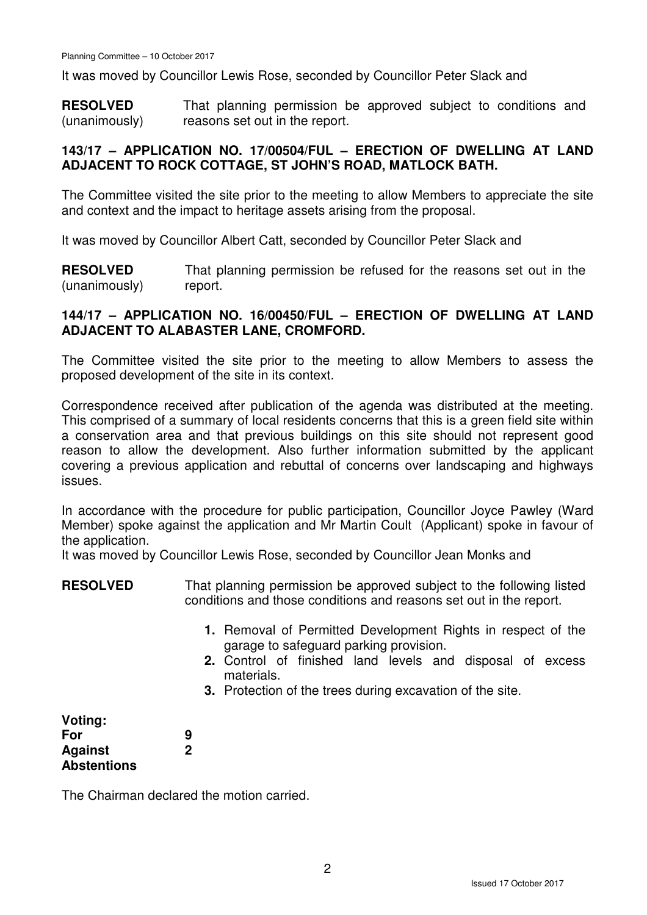It was moved by Councillor Lewis Rose, seconded by Councillor Peter Slack and

**RESOLVED** (unanimously) That planning permission be approved subject to conditions and reasons set out in the report.

### 143/17 – APPLICATION NO. 17/00504/FUL – ERECTION OF DWELLING AT LAND ADJACENT TO ROCK COTTAGE, ST JOHN'S ROAD, MATLOCK BATH.

The Committee visited the site prior to the meeting to allow Members to appreciate the site and context and the impact to heritage assets arising from the proposal.

It was moved by Councillor Albert Catt, seconded by Councillor Peter Slack and

**RESOLVED** (unanimously) That planning permission be refused for the reasons set out in the report.

### 144/17 – APPLICATION NO. 16/00450/FUL – ERECTION OF DWELLING AT LAND ADJACENT TO ALABASTER LANE, CROMFORD.

The Committee visited the site prior to the meeting to allow Members to assess the proposed development of the site in its context.

Correspondence received after publication of the agenda was distributed at the meeting. This comprised of a summary of local residents concerns that this is a green field site within a conservation area and that previous buildings on this site should not represent good reason to allow the development. Also further information submitted by the applicant covering a previous application and rebuttal of concerns over landscaping and highways issues.

In accordance with the procedure for public participation, Councillor Joyce Pawley (Ward Member) spoke against the application and Mr Martin Coult (Applicant) spoke in favour of the application.

It was moved by Councillor Lewis Rose, seconded by Councillor Jean Monks and

**RESOLVED** That planning permission be approved subject to the following listed conditions and those conditions and reasons set out in the report.

1. Removal of Permitted Development Rights in respect of the garage to safeguard parking provision.
2. Control of finished land levels and disposal of excess materials.
3. Protection of the trees during excavation of the site.

**Voting:**
**For** 9
**Against** 2
**Abstentions**

The Chairman declared the motion carried.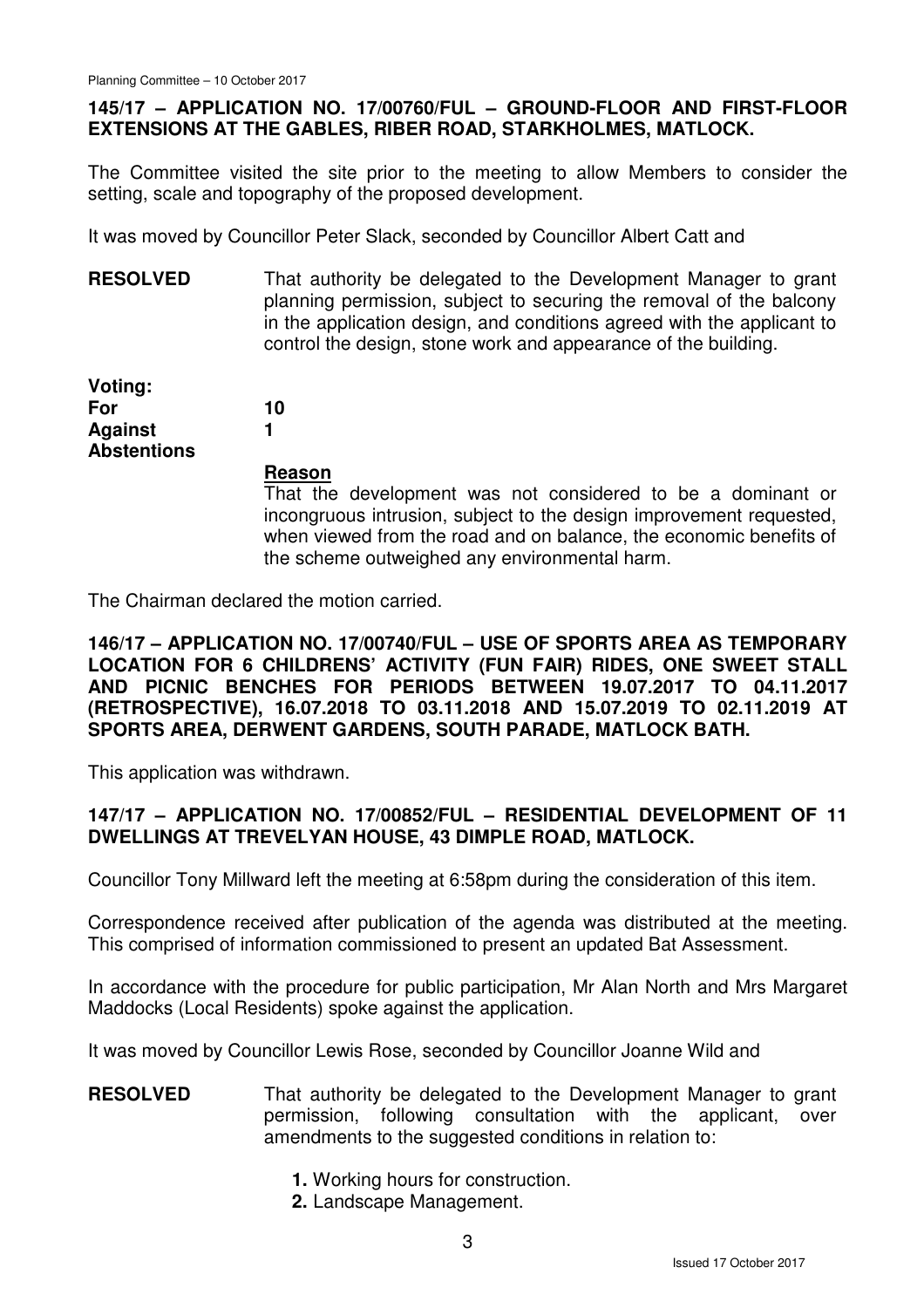**145/17 – APPLICATION NO. 17/00760/FUL – GROUND-FLOOR AND FIRST-FLOOR EXTENSIONS AT THE GABLES, RIBER ROAD, STARKHOLMES, MATLOCK.**

The Committee visited the site prior to the meeting to allow Members to consider the setting, scale and topography of the proposed development.

It was moved by Councillor Peter Slack, seconded by Councillor Albert Catt and

**RESOLVED** That authority be delegated to the Development Manager to grant planning permission, subject to securing the removal of the balcony in the application design, and conditions agreed with the applicant to control the design, stone work and appearance of the building.

**Voting:**
**For** 10
**Against** 1
**Abstentions**

**Reason**

That the development was not considered to be a dominant or incongruous intrusion, subject to the design improvement requested, when viewed from the road and on balance, the economic benefits of the scheme outweighed any environmental harm.

The Chairman declared the motion carried.

**146/17 – APPLICATION NO. 17/00740/FUL – USE OF SPORTS AREA AS TEMPORARY LOCATION FOR 6 CHILDRENS' ACTIVITY (FUN FAIR) RIDES, ONE SWEET STALL AND PICNIC BENCHES FOR PERIODS BETWEEN 19.07.2017 TO 04.11.2017 (RETROSPECTIVE), 16.07.2018 TO 03.11.2018 AND 15.07.2019 TO 02.11.2019 AT SPORTS AREA, DERWENT GARDENS, SOUTH PARADE, MATLOCK BATH.**

This application was withdrawn.

**147/17 – APPLICATION NO. 17/00852/FUL – RESIDENTIAL DEVELOPMENT OF 11 DWELLINGS AT TREVELYAN HOUSE, 43 DIMPLE ROAD, MATLOCK.**

Councillor Tony Millward left the meeting at 6:58pm during the consideration of this item.

Correspondence received after publication of the agenda was distributed at the meeting. This comprised of information commissioned to present an updated Bat Assessment.

In accordance with the procedure for public participation, Mr Alan North and Mrs Margaret Maddocks (Local Residents) spoke against the application.

It was moved by Councillor Lewis Rose, seconded by Councillor Joanne Wild and

**RESOLVED** That authority be delegated to the Development Manager to grant permission, following consultation with the applicant, over amendments to the suggested conditions in relation to:

1. Working hours for construction.
2. Landscape Management.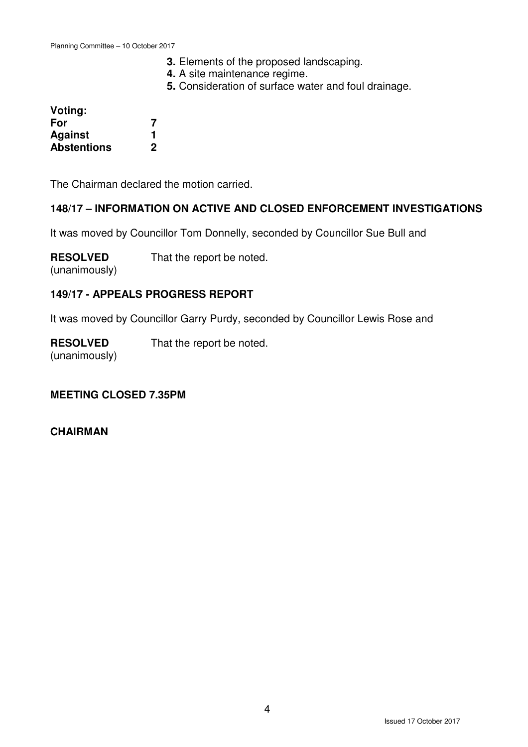**3.** Elements of the proposed landscaping.
**4.** A site maintenance regime.
**5.** Consideration of surface water and foul drainage.

| | |
|---|---|
| **Voting:** | |
| **For** | **7** |
| **Against** | **1** |
| **Abstentions** | **2** |

The Chairman declared the motion carried.

**148/17 – INFORMATION ON ACTIVE AND CLOSED ENFORCEMENT INVESTIGATIONS**

It was moved by Councillor Tom Donnelly, seconded by Councillor Sue Bull and

**RESOLVED** (unanimously) That the report be noted.

**149/17 - APPEALS PROGRESS REPORT**

It was moved by Councillor Garry Purdy, seconded by Councillor Lewis Rose and

**RESOLVED** (unanimously) That the report be noted.

**MEETING CLOSED 7.35PM**

**CHAIRMAN**

Issued 17 October 2017